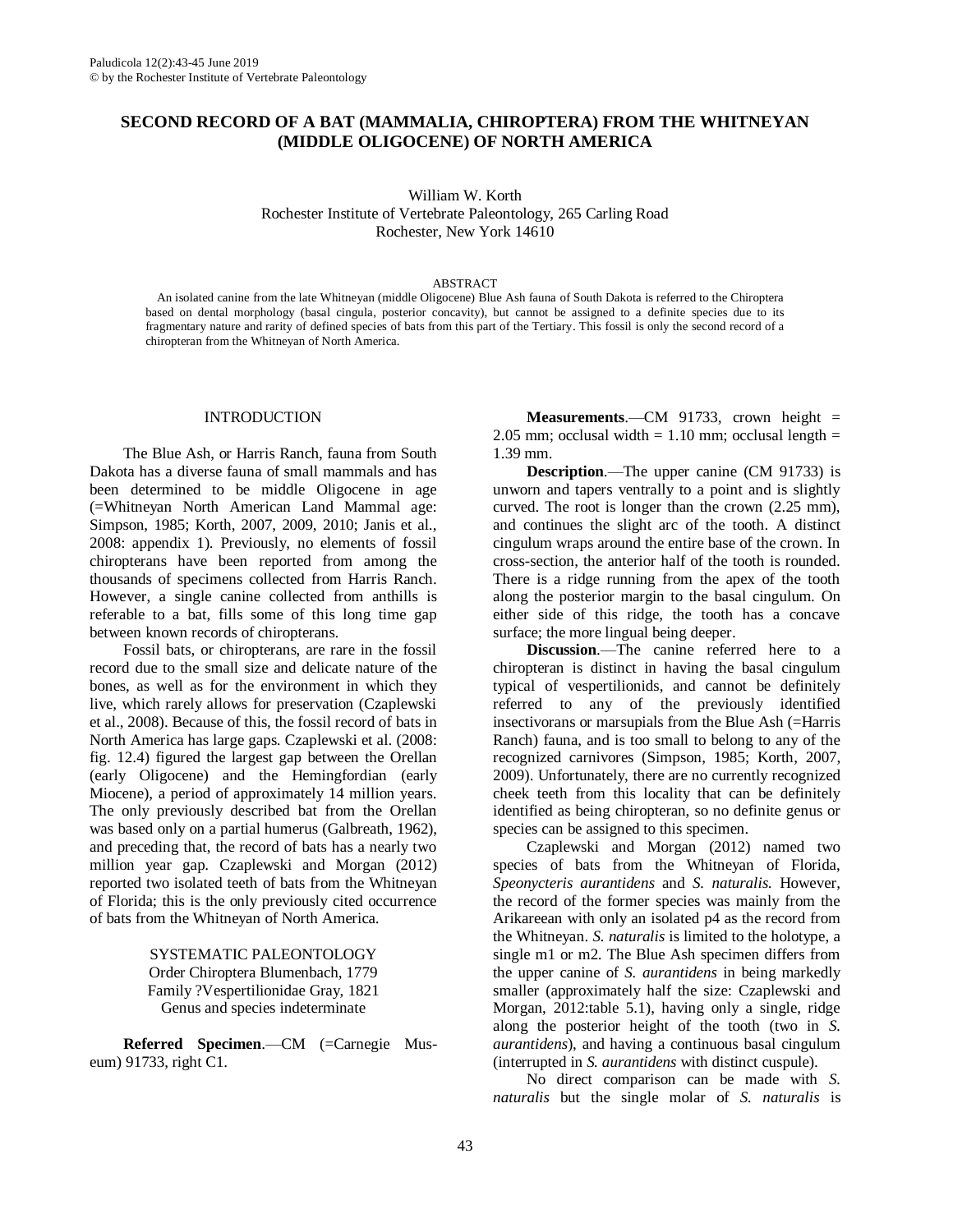# SECOND RECORD OF A BAT (MAMMALIA, CHIROPTERA) FROM THE WHITNEYAN (MIDDLE OLIGOCENE) OF NORTH AMERICA

William W. Korth
Rochester Institute of Vertebrate Paleontology, 265 Carling Road
Rochester, New York 14610

## ABSTRACT

An isolated canine from the late Whitneyan (middle Oligocene) Blue Ash fauna of South Dakota is referred to the Chiroptera based on dental morphology (basal cingula, posterior concavity), but cannot be assigned to a definite species due to its fragmentary nature and rarity of defined species of bats from this part of the Tertiary. This fossil is only the second record of a chiropteran from the Whitneyan of North America.

## INTRODUCTION

The Blue Ash, or Harris Ranch, fauna from South Dakota has a diverse fauna of small mammals and has been determined to be middle Oligocene in age (=Whitneyan North American Land Mammal age: Simpson, 1985; Korth, 2007, 2009, 2010; Janis et al., 2008: appendix 1). Previously, no elements of fossil chiropterans have been reported from among the thousands of specimens collected from Harris Ranch. However, a single canine collected from anthills is referable to a bat, fills some of this long time gap between known records of chiropterans.

Fossil bats, or chiropterans, are rare in the fossil record due to the small size and delicate nature of the bones, as well as for the environment in which they live, which rarely allows for preservation (Czaplewski et al., 2008). Because of this, the fossil record of bats in North America has large gaps. Czaplewski et al. (2008: fig. 12.4) figured the largest gap between the Orellan (early Oligocene) and the Hemingfordian (early Miocene), a period of approximately 14 million years. The only previously described bat from the Orellan was based only on a partial humerus (Galbreath, 1962), and preceding that, the record of bats has a nearly two million year gap. Czaplewski and Morgan (2012) reported two isolated teeth of bats from the Whitneyan of Florida; this is the only previously cited occurrence of bats from the Whitneyan of North America.

## SYSTEMATIC PALEONTOLOGY

Order Chiroptera Blumenbach, 1779
Family ?Vespertilionidae Gray, 1821
Genus and species indeterminate

**Referred Specimen**.—CM (=Carnegie Museum) 91733, right C1.

**Measurements**.—CM 91733, crown height = 2.05 mm; occlusal width = 1.10 mm; occlusal length = 1.39 mm.

**Description**.—The upper canine (CM 91733) is unworn and tapers ventrally to a point and is slightly curved. The root is longer than the crown (2.25 mm), and continues the slight arc of the tooth. A distinct cingulum wraps around the entire base of the crown. In cross-section, the anterior half of the tooth is rounded. There is a ridge running from the apex of the tooth along the posterior margin to the basal cingulum. On either side of this ridge, the tooth has a concave surface; the more lingual being deeper.

**Discussion**.—The canine referred here to a chiropteran is distinct in having the basal cingulum typical of vespertilionids, and cannot be definitely referred to any of the previously identified insectivorans or marsupials from the Blue Ash (=Harris Ranch) fauna, and is too small to belong to any of the recognized carnivores (Simpson, 1985; Korth, 2007, 2009). Unfortunately, there are no currently recognized cheek teeth from this locality that can be definitely identified as being chiropteran, so no definite genus or species can be assigned to this specimen.

Czaplewski and Morgan (2012) named two species of bats from the Whitneyan of Florida, *Speonycteris aurantidens* and *S. naturalis.* However, the record of the former species was mainly from the Arikareean with only an isolated p4 as the record from the Whitneyan. *S. naturalis* is limited to the holotype, a single m1 or m2. The Blue Ash specimen differs from the upper canine of *S. aurantidens* in being markedly smaller (approximately half the size: Czaplewski and Morgan, 2012:table 5.1), having only a single, ridge along the posterior height of the tooth (two in *S. aurantidens*), and having a continuous basal cingulum (interrupted in *S. aurantidens* with distinct cuspule).

No direct comparison can be made with *S. naturalis* but the single molar of *S. naturalis* is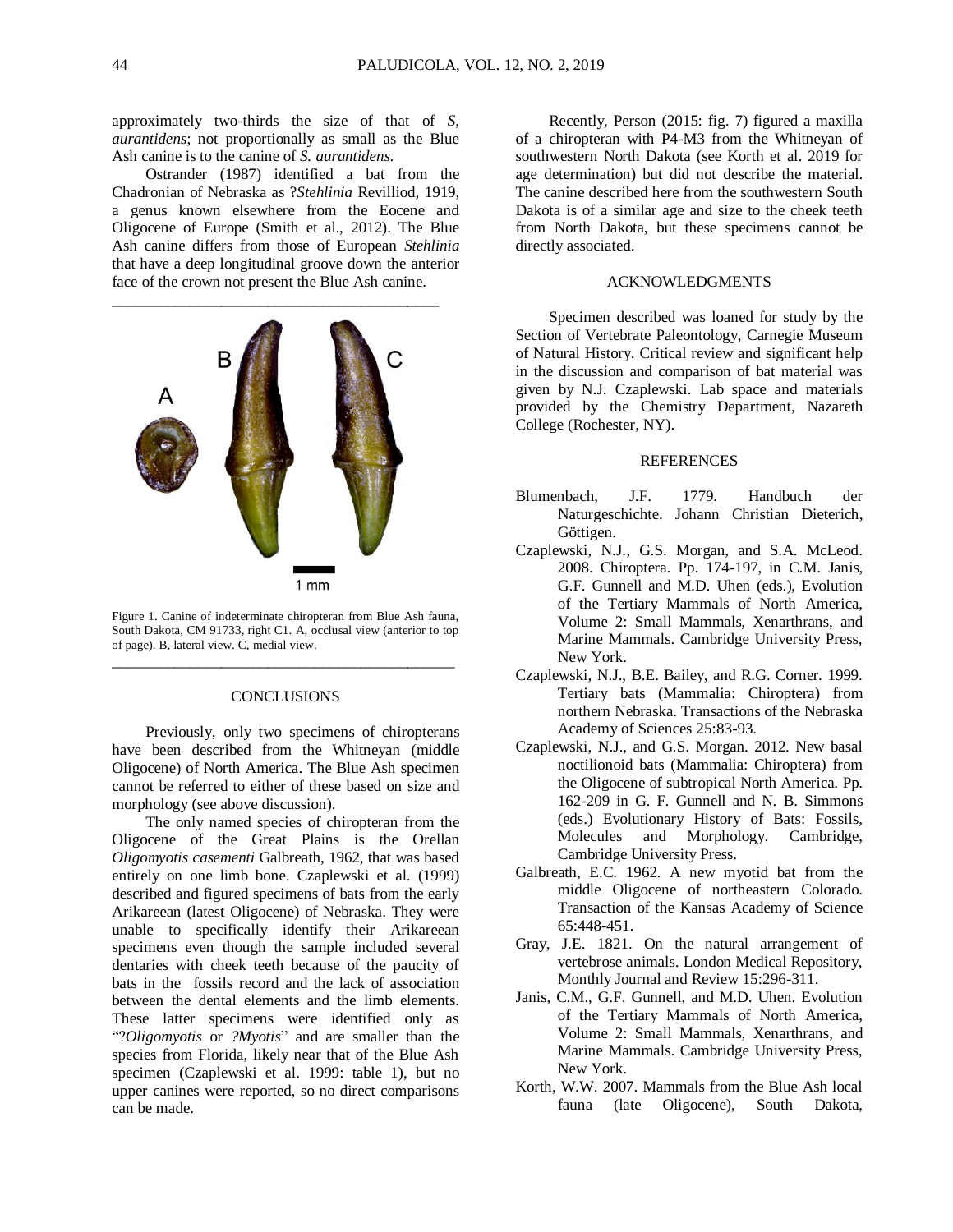approximately two-thirds the size of that of *S, aurantidens*; not proportionally as small as the Blue Ash canine is to the canine of *S. aurantidens.*

Ostrander (1987) identified a bat from the Chadronian of Nebraska as ?*Stehlinia* Revilliod, 1919, a genus known elsewhere from the Eocene and Oligocene of Europe (Smith et al., 2012). The Blue Ash canine differs from those of European *Stehlinia* that have a deep longitudinal groove down the anterior face of the crown not present the Blue Ash canine.

Figure 1. Canine of indeterminate chiropteran from Blue Ash fauna, South Dakota, CM 91733, right C1. A, occlusal view (anterior to top of page). B, lateral view. C, medial view.

## CONCLUSIONS

Previously, only two specimens of chiropterans have been described from the Whitneyan (middle Oligocene) of North America. The Blue Ash specimen cannot be referred to either of these based on size and morphology (see above discussion).

The only named species of chiropteran from the Oligocene of the Great Plains is the Orellan *Oligomyotis casementi* Galbreath, 1962, that was based entirely on one limb bone. Czaplewski et al. (1999) described and figured specimens of bats from the early Arikareean (latest Oligocene) of Nebraska. They were unable to specifically identify their Arikareean specimens even though the sample included several dentaries with cheek teeth because of the paucity of bats in the fossils record and the lack of association between the dental elements and the limb elements. These latter specimens were identified only as "?*Oligomyotis* or *?Myotis*" and are smaller than the species from Florida, likely near that of the Blue Ash specimen (Czaplewski et al. 1999: table 1), but no upper canines were reported, so no direct comparisons can be made.

Recently, Person (2015: fig. 7) figured a maxilla of a chiropteran with P4-M3 from the Whitneyan of southwestern North Dakota (see Korth et al. 2019 for age determination) but did not describe the material. The canine described here from the southwestern South Dakota is of a similar age and size to the cheek teeth from North Dakota, but these specimens cannot be directly associated.

## ACKNOWLEDGMENTS

Specimen described was loaned for study by the Section of Vertebrate Paleontology, Carnegie Museum of Natural History. Critical review and significant help in the discussion and comparison of bat material was given by N.J. Czaplewski. Lab space and materials provided by the Chemistry Department, Nazareth College (Rochester, NY).

## REFERENCES

Blumenbach, J.F. 1779. Handbuch der Naturgeschichte. Johann Christian Dieterich, Göttigen.

Czaplewski, N.J., G.S. Morgan, and S.A. McLeod. 2008. Chiroptera. Pp. 174-197, in C.M. Janis, G.F. Gunnell and M.D. Uhen (eds.), Evolution of the Tertiary Mammals of North America, Volume 2: Small Mammals, Xenarthrans, and Marine Mammals. Cambridge University Press, New York.

Czaplewski, N.J., B.E. Bailey, and R.G. Corner. 1999. Tertiary bats (Mammalia: Chiroptera) from northern Nebraska. Transactions of the Nebraska Academy of Sciences 25:83-93.

Czaplewski, N.J., and G.S. Morgan. 2012. New basal noctilionoid bats (Mammalia: Chiroptera) from the Oligocene of subtropical North America. Pp. 162-209 in G. F. Gunnell and N. B. Simmons (eds.) Evolutionary History of Bats: Fossils, Molecules and Morphology. Cambridge, Cambridge University Press.

Galbreath, E.C. 1962. A new myotid bat from the middle Oligocene of northeastern Colorado. Transaction of the Kansas Academy of Science 65:448-451.

Gray, J.E. 1821. On the natural arrangement of vertebrose animals. London Medical Repository, Monthly Journal and Review 15:296-311.

Janis, C.M., G.F. Gunnell, and M.D. Uhen. Evolution of the Tertiary Mammals of North America, Volume 2: Small Mammals, Xenarthrans, and Marine Mammals. Cambridge University Press, New York.

Korth, W.W. 2007. Mammals from the Blue Ash local fauna (late Oligocene), South Dakota,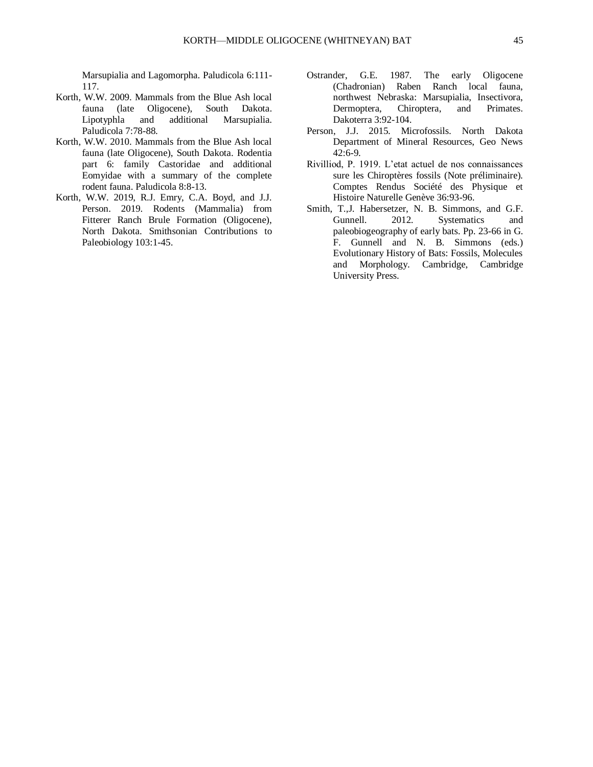Marsupialia and Lagomorpha. Paludicola 6:111-117.

Korth, W.W. 2009. Mammals from the Blue Ash local fauna (late Oligocene), South Dakota. Lipotyphla and additional Marsupialia. Paludicola 7:78-88.

Korth, W.W. 2010. Mammals from the Blue Ash local fauna (late Oligocene), South Dakota. Rodentia part 6: family Castoridae and additional Eomyidae with a summary of the complete rodent fauna. Paludicola 8:8-13.

Korth, W.W. 2019, R.J. Emry, C.A. Boyd, and J.J. Person. 2019. Rodents (Mammalia) from Fitterer Ranch Brule Formation (Oligocene), North Dakota. Smithsonian Contributions to Paleobiology 103:1-45.

Ostrander, G.E. 1987. The early Oligocene (Chadronian) Raben Ranch local fauna, northwest Nebraska: Marsupialia, Insectivora, Dermoptera, Chiroptera, and Primates. Dakoterra 3:92-104.

Person, J.J. 2015. Microfossils. North Dakota Department of Mineral Resources, Geo News 42:6-9.

Rivilliod, P. 1919. L'etat actuel de nos connaissances sure les Chiroptères fossils (Note préliminaire). Comptes Rendus Société des Physique et Histoire Naturelle Genève 36:93-96.

Smith, T.,J. Habersetzer, N. B. Simmons, and G.F. Gunnell. 2012. Systematics and paleobiogeography of early bats. Pp. 23-66 in G. F. Gunnell and N. B. Simmons (eds.) Evolutionary History of Bats: Fossils, Molecules and Morphology. Cambridge, Cambridge University Press.